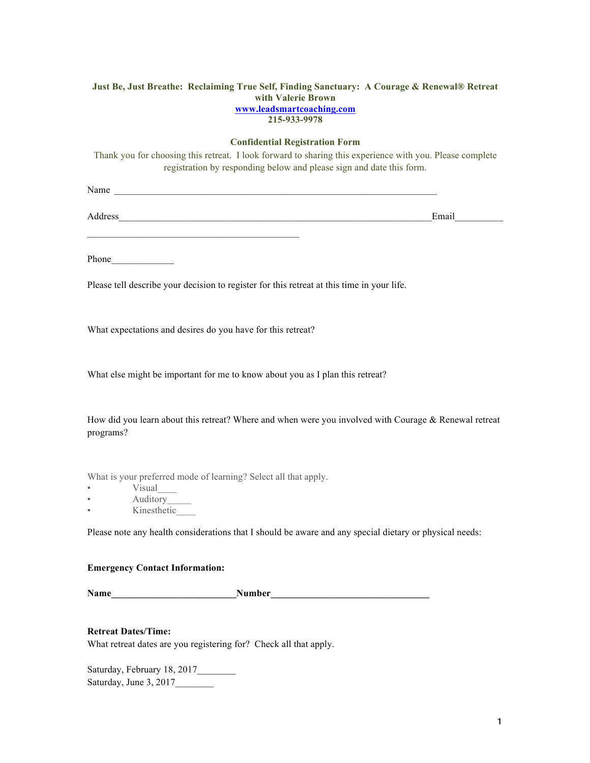**Just Be, Just Breathe: Reclaiming True Self, Finding Sanctuary: A Courage & Renewal® Retreat with Valerie Brown**
**www.leadsmartcoaching.com**
**215-933-9978**

**Confidential Registration Form**

Thank you for choosing this retreat. I look forward to sharing this experience with you. Please complete registration by responding below and please sign and date this form.

Name ____________________________________________________________________

Address___________________________________________________________________Email__________

_____________________________________________

Phone_____________

Please tell describe your decision to register for this retreat at this time in your life.

What expectations and desires do you have for this retreat?

What else might be important for me to know about you as I plan this retreat?

How did you learn about this retreat? Where and when were you involved with Courage & Renewal retreat programs?

What is your preferred mode of learning? Select all that apply.

- Visual____
- Auditory_____
- Kinesthetic____

Please note any health considerations that I should be aware and any special dietary or physical needs:

**Emergency Contact Information:**

**Name__________________________Number_________________________________**

**Retreat Dates/Time:**

What retreat dates are you registering for? Check all that apply.

Saturday, February 18, 2017________
Saturday, June 3, 2017________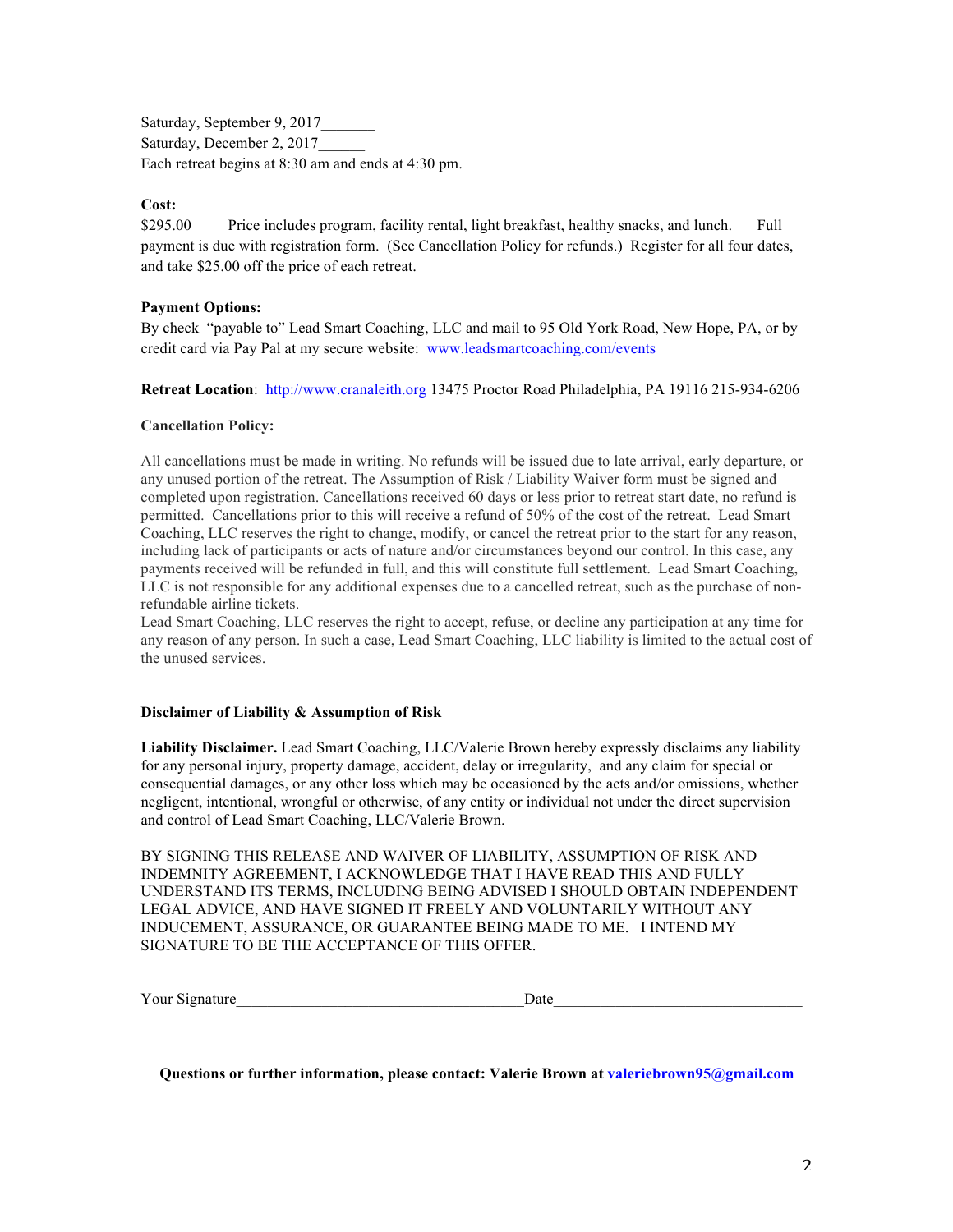Saturday, September 9, 2017_______
Saturday, December 2, 2017______
Each retreat begins at 8:30 am and ends at 4:30 pm.

**Cost:**
$295.00 Price includes program, facility rental, light breakfast, healthy snacks, and lunch. Full payment is due with registration form. (See Cancellation Policy for refunds.) Register for all four dates, and take $25.00 off the price of each retreat.

**Payment Options:**
By check "payable to" Lead Smart Coaching, LLC and mail to 95 Old York Road, New Hope, PA, or by credit card via Pay Pal at my secure website: www.leadsmartcoaching.com/events

**Retreat Location**: http://www.cranaleith.org 13475 Proctor Road Philadelphia, PA 19116 215-934-6206

**Cancellation Policy:**

All cancellations must be made in writing. No refunds will be issued due to late arrival, early departure, or any unused portion of the retreat. The Assumption of Risk / Liability Waiver form must be signed and completed upon registration. Cancellations received 60 days or less prior to retreat start date, no refund is permitted. Cancellations prior to this will receive a refund of 50% of the cost of the retreat. Lead Smart Coaching, LLC reserves the right to change, modify, or cancel the retreat prior to the start for any reason, including lack of participants or acts of nature and/or circumstances beyond our control. In this case, any payments received will be refunded in full, and this will constitute full settlement. Lead Smart Coaching, LLC is not responsible for any additional expenses due to a cancelled retreat, such as the purchase of non-refundable airline tickets.
Lead Smart Coaching, LLC reserves the right to accept, refuse, or decline any participation at any time for any reason of any person. In such a case, Lead Smart Coaching, LLC liability is limited to the actual cost of the unused services.

**Disclaimer of Liability & Assumption of Risk**

**Liability Disclaimer.** Lead Smart Coaching, LLC/Valerie Brown hereby expressly disclaims any liability for any personal injury, property damage, accident, delay or irregularity, and any claim for special or consequential damages, or any other loss which may be occasioned by the acts and/or omissions, whether negligent, intentional, wrongful or otherwise, of any entity or individual not under the direct supervision and control of Lead Smart Coaching, LLC/Valerie Brown.

BY SIGNING THIS RELEASE AND WAIVER OF LIABILITY, ASSUMPTION OF RISK AND INDEMNITY AGREEMENT, I ACKNOWLEDGE THAT I HAVE READ THIS AND FULLY UNDERSTAND ITS TERMS, INCLUDING BEING ADVISED I SHOULD OBTAIN INDEPENDENT LEGAL ADVICE, AND HAVE SIGNED IT FREELY AND VOLUNTARILY WITHOUT ANY INDUCEMENT, ASSURANCE, OR GUARANTEE BEING MADE TO ME. I INTEND MY SIGNATURE TO BE THE ACCEPTANCE OF THIS OFFER.

Your Signature___________________________________Date______________________________

**Questions or further information, please contact: Valerie Brown at valeriebrown95@gmail.com**